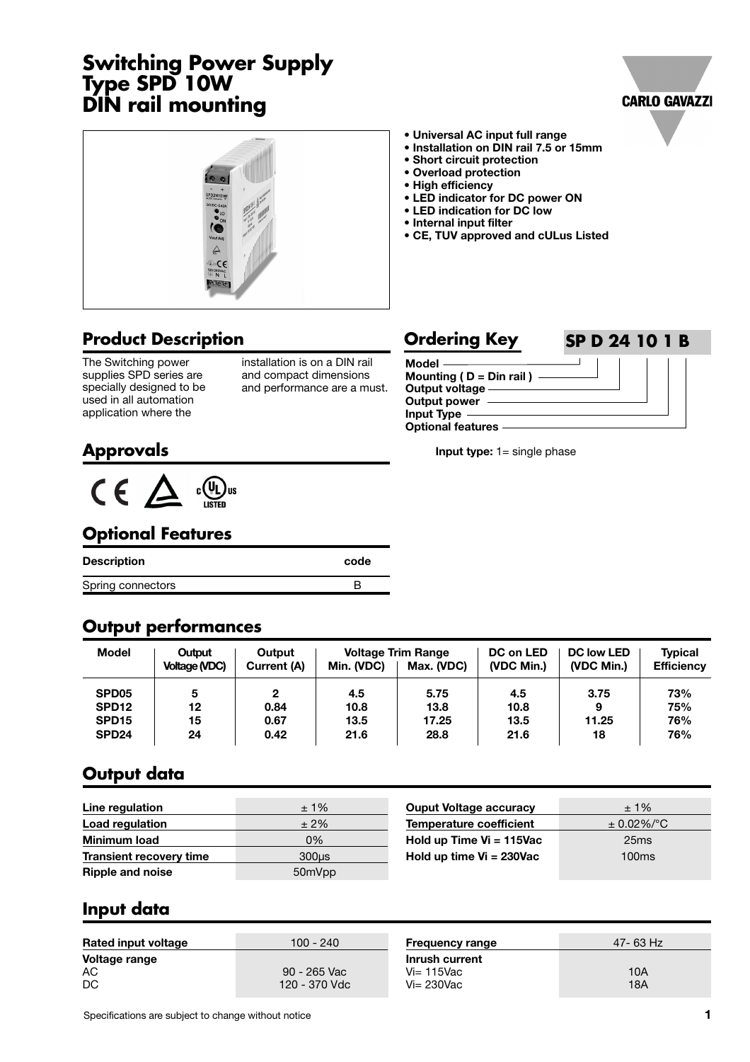# Switching Power Supply Type SPD 10W DIN rail mounting

- Universal AC input full range
- Installation on DIN rail 7.5 or 15mm
- Short circuit protection
- Overload protection
- High efficiency
- LED indicator for DC power ON
- LED indication for DC low
- Internal input filter
- CE, TUV approved and cULus Listed

## Product Description

The Switching power supplies SPD series are specially designed to be used in all automation application where the installation is on a DIN rail and compact dimensions and performance are a must.

## Ordering Key

**SP D 24 10 1 B**

- Model
- Mounting ( D = Din rail )
- Output voltage
- Output power
- Input Type
- Optional features

**Input type:** 1= single phase

## Approvals

## Optional Features

| Description | code |
|---|---|
| Spring connectors | B |

## Output performances

| Model | Output Voltage (VDC) | Output Current (A) | Voltage Trim Range Min. (VDC) | Voltage Trim Range Max. (VDC) | DC on LED (VDC Min.) | DC low LED (VDC Min.) | Typical Efficiency |
|---|---|---|---|---|---|---|---|
| SPD05 | 5 | 2 | 4.5 | 5.75 | 4.5 | 3.75 | 73% |
| SPD12 | 12 | 0.84 | 10.8 | 13.8 | 10.8 | 9 | 75% |
| SPD15 | 15 | 0.67 | 13.5 | 17.25 | 13.5 | 11.25 | 76% |
| SPD24 | 24 | 0.42 | 21.6 | 28.8 | 21.6 | 18 | 76% |

## Output data

| | |
|---|---|
| **Line regulation** | ± 1% |
| **Load regulation** | ± 2% |
| **Minimum load** | 0% |
| **Transient recovery time** | 300µs |
| **Ripple and noise** | 50mVpp |

| | |
|---|---|
| **Ouput Voltage accuracy** | ± 1% |
| **Temperature coefficient** | ± 0.02%/°C |
| **Hold up Time Vi = 115Vac** | 25ms |
| **Hold up time Vi = 230Vac** | 100ms |

## Input data

| | |
|---|---|
| **Rated input voltage** | 100 - 240 |
| **Voltage range** | |
| AC | 90 - 265 Vac |
| DC | 120 - 370 Vdc |

| | |
|---|---|
| **Frequency range** | 47- 63 Hz |
| **Inrush current** | |
| Vi= 115Vac | 10A |
| Vi= 230Vac | 18A |

Specifications are subject to change without notice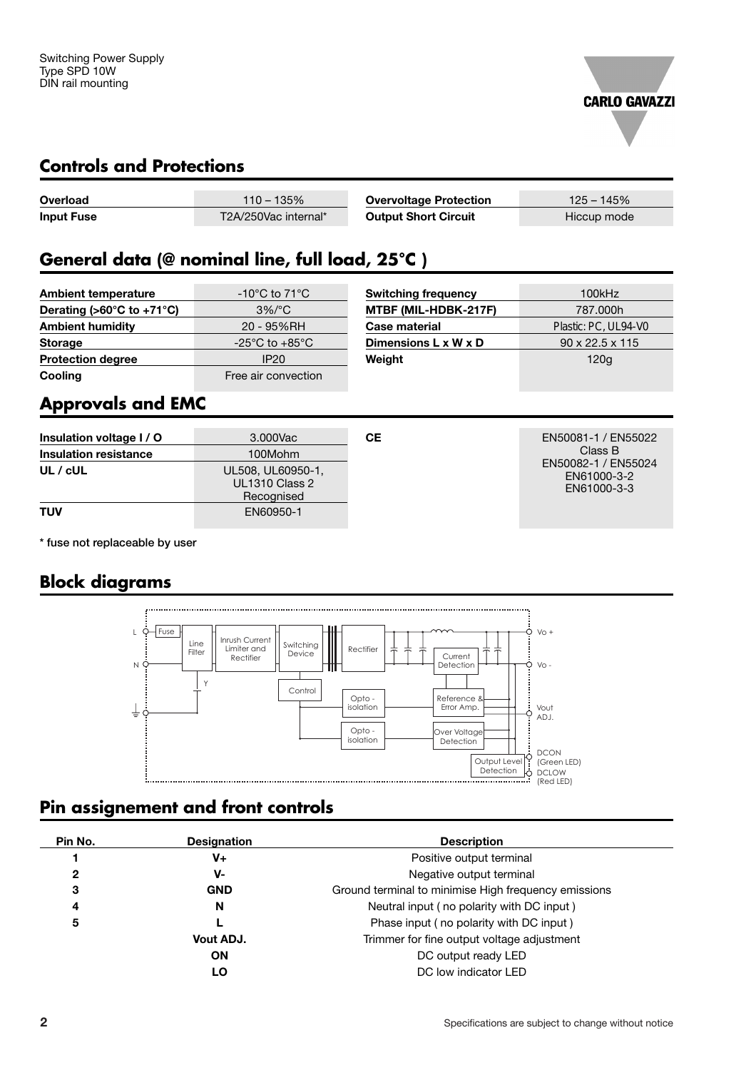## Controls and Protections

| | | | |
|---|---|---|---|
| **Overload** | 110 – 135% | **Overvoltage Protection** | 125 – 145% |
| **Input Fuse** | T2A/250Vac internal* | **Output Short Circuit** | Hiccup mode |

## General data (@ nominal line, full load, 25°C )

| | | | |
|---|---|---|---|
| **Ambient temperature** | -10°C to 71°C | **Switching frequency** | 100kHz |
| **Derating (>60°C to +71°C)** | 3%/°C | **MTBF (MIL-HDBK-217F)** | 787.000h |
| **Ambient humidity** | 20 - 95%RH | **Case material** | Plastic: PC, UL94-V0 |
| **Storage** | -25°C to +85°C | **Dimensions L x W x D** | 90 x 22.5 x 115 |
| **Protection degree** | IP20 | **Weight** | 120g |
| **Cooling** | Free air convection | | |

## Approvals and EMC

| | | | |
|---|---|---|---|
| **Insulation voltage I / O** | 3.000Vac | **CE** | EN50081-1 / EN55022 Class B EN50082-1 / EN55024 EN61000-3-2 EN61000-3-3 |
| **Insulation resistance** | 100Mohm | | |
| **UL / cUL** | UL508, UL60950-1, UL1310 Class 2 Recognised | | |
| **TUV** | EN60950-1 | | |

\* fuse not replaceable by user

## Block diagrams

L, N, Fuse, Line Filter, Y, Inrush Current Limiter and Rectifier, Switching Device, Control, Rectifier, Opto - isolation, Opto - isolation, Current Detection, Reference & Error Amp., Over Voltage Detection, Output Level Detection, Vo +, Vo -, Vout ADJ., DCON (Green LED), DCLOW (Red LED)

## Pin assignement and front controls

| Pin No. | Designation | Description |
|---|---|---|
| **1** | **V+** | Positive output terminal |
| **2** | **V-** | Negative output terminal |
| **3** | **GND** | Ground terminal to minimise High frequency emissions |
| **4** | **N** | Neutral input ( no polarity with DC input ) |
| **5** | **L** | Phase input ( no polarity with DC input ) |
| | **Vout ADJ.** | Trimmer for fine output voltage adjustment |
| | **ON** | DC output ready LED |
| | **LO** | DC low indicator LED |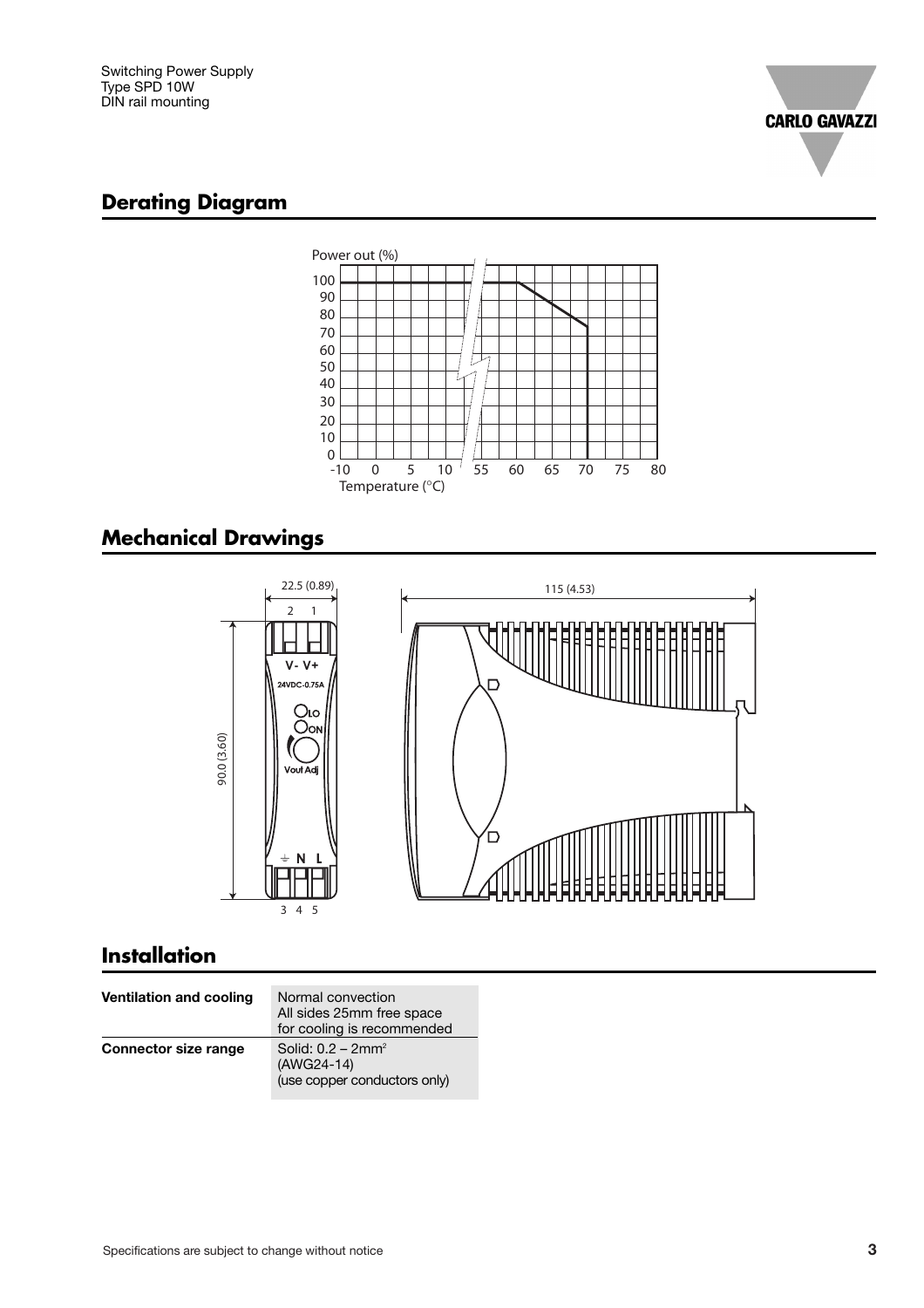## Derating Diagram

Power out (%)

100
90
80
70
60
50
40
30
20
10
0

-10 0 5 10 55 60 65 70 75 80

Temperature (°C)

## Mechanical Drawings

22.5 (0.89)

2 1

V- V+

24VDC-0.75A

LO

ON

Vout Adj

90.0 (3.60)

⏚ N L

3 4 5

115 (4.53)

## Installation

| | |
|---|---|
| **Ventilation and cooling** | Normal convection<br>All sides 25mm free space for cooling is recommended |
| **Connector size range** | Solid: 0.2 – 2mm$^2$<br>(AWG24-14)<br>(use copper conductors only) |